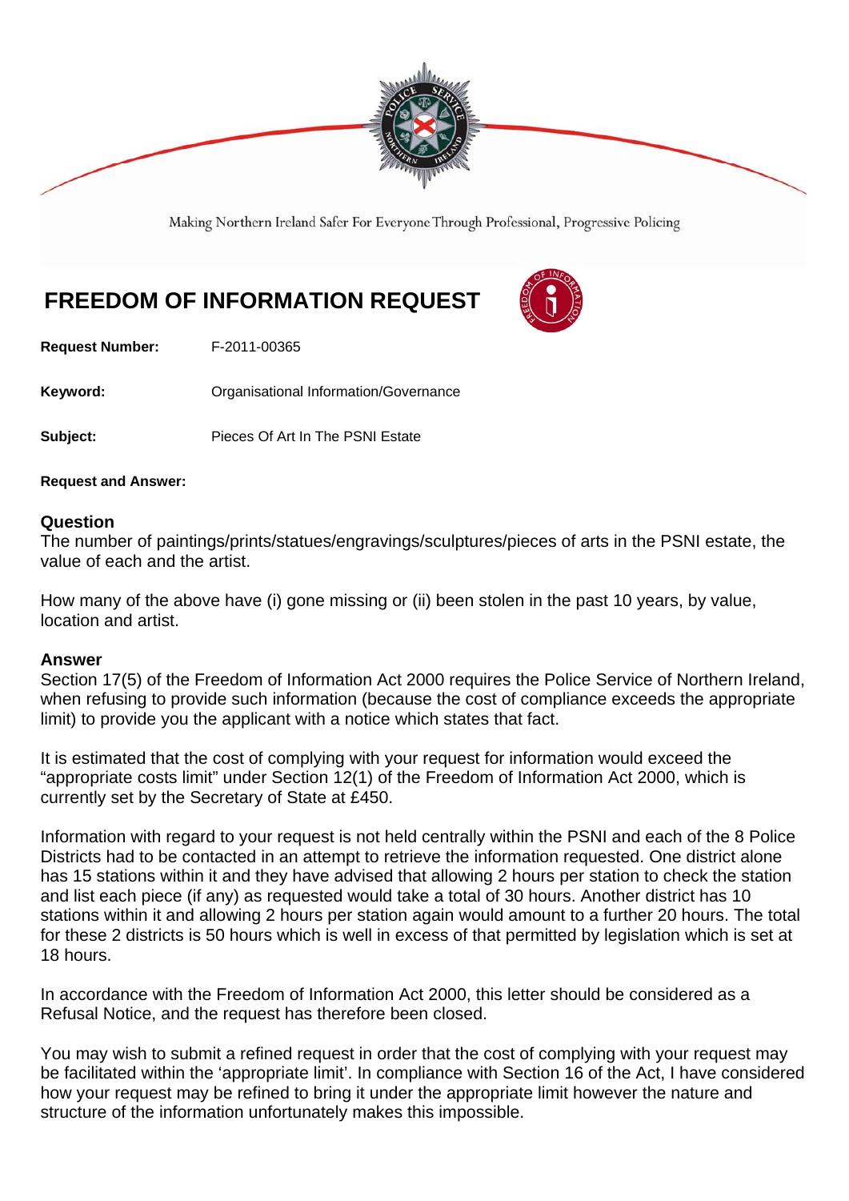Making Northern Ireland Safer For Everyone Through Professional, Progressive Policing

# FREEDOM OF INFORMATION REQUEST

**Request Number:** F-2011-00365

**Keyword:** Organisational Information/Governance

**Subject:** Pieces Of Art In The PSNI Estate

**Request and Answer:**

## Question

The number of paintings/prints/statues/engravings/sculptures/pieces of arts in the PSNI estate, the value of each and the artist.

How many of the above have (i) gone missing or (ii) been stolen in the past 10 years, by value, location and artist.

## Answer

Section 17(5) of the Freedom of Information Act 2000 requires the Police Service of Northern Ireland, when refusing to provide such information (because the cost of compliance exceeds the appropriate limit) to provide you the applicant with a notice which states that fact.

It is estimated that the cost of complying with your request for information would exceed the "appropriate costs limit" under Section 12(1) of the Freedom of Information Act 2000, which is currently set by the Secretary of State at £450.

Information with regard to your request is not held centrally within the PSNI and each of the 8 Police Districts had to be contacted in an attempt to retrieve the information requested. One district alone has 15 stations within it and they have advised that allowing 2 hours per station to check the station and list each piece (if any) as requested would take a total of 30 hours. Another district has 10 stations within it and allowing 2 hours per station again would amount to a further 20 hours. The total for these 2 districts is 50 hours which is well in excess of that permitted by legislation which is set at 18 hours.

In accordance with the Freedom of Information Act 2000, this letter should be considered as a Refusal Notice, and the request has therefore been closed.

You may wish to submit a refined request in order that the cost of complying with your request may be facilitated within the 'appropriate limit'. In compliance with Section 16 of the Act, I have considered how your request may be refined to bring it under the appropriate limit however the nature and structure of the information unfortunately makes this impossible.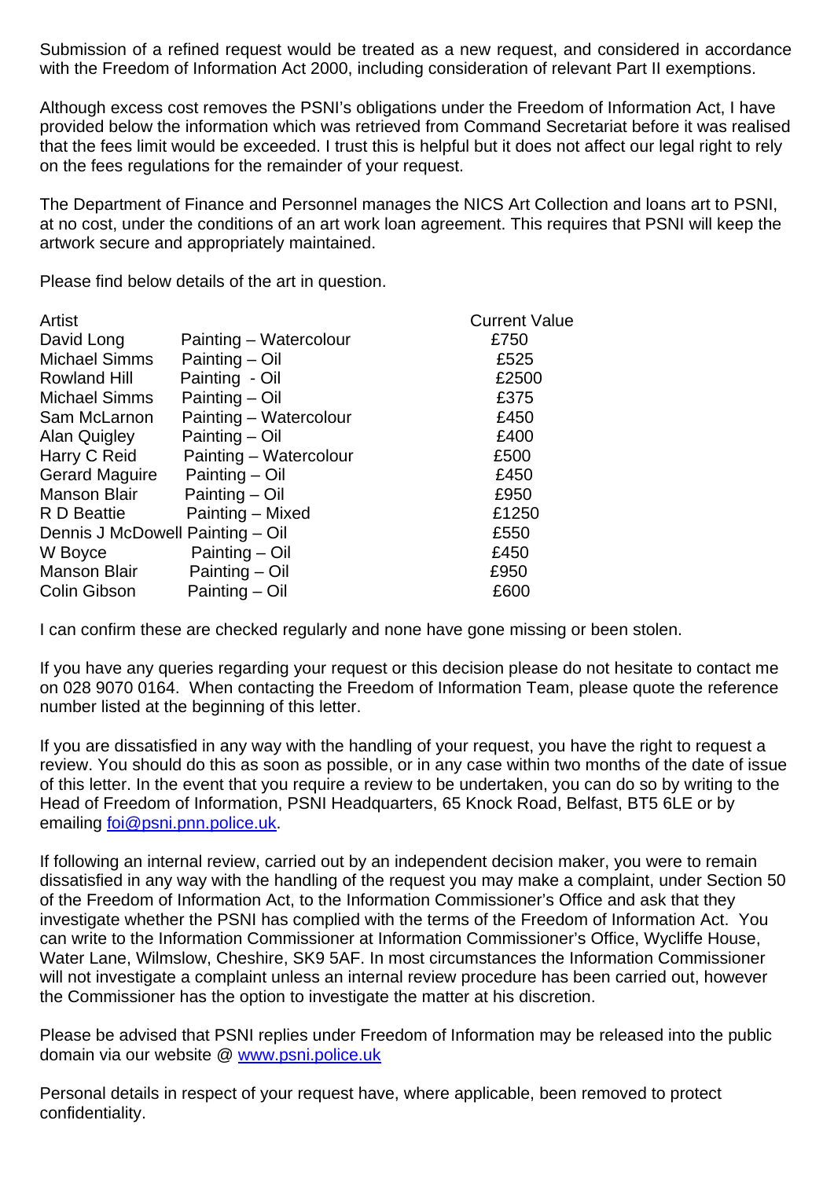Submission of a refined request would be treated as a new request, and considered in accordance with the Freedom of Information Act 2000, including consideration of relevant Part II exemptions.

Although excess cost removes the PSNI's obligations under the Freedom of Information Act, I have provided below the information which was retrieved from Command Secretariat before it was realised that the fees limit would be exceeded. I trust this is helpful but it does not affect our legal right to rely on the fees regulations for the remainder of your request.

The Department of Finance and Personnel manages the NICS Art Collection and loans art to PSNI, at no cost, under the conditions of an art work loan agreement. This requires that PSNI will keep the artwork secure and appropriately maintained.

Please find below details of the art in question.

| Artist | | Current Value |
|---|---|---|
| David Long | Painting – Watercolour | £750 |
| Michael Simms | Painting – Oil | £525 |
| Rowland Hill | Painting - Oil | £2500 |
| Michael Simms | Painting – Oil | £375 |
| Sam McLarnon | Painting – Watercolour | £450 |
| Alan Quigley | Painting – Oil | £400 |
| Harry C Reid | Painting – Watercolour | £500 |
| Gerard Maguire | Painting – Oil | £450 |
| Manson Blair | Painting – Oil | £950 |
| R D Beattie | Painting – Mixed | £1250 |
| Dennis J McDowell | Painting – Oil | £550 |
| W Boyce | Painting – Oil | £450 |
| Manson Blair | Painting – Oil | £950 |
| Colin Gibson | Painting – Oil | £600 |

I can confirm these are checked regularly and none have gone missing or been stolen.

If you have any queries regarding your request or this decision please do not hesitate to contact me on 028 9070 0164. When contacting the Freedom of Information Team, please quote the reference number listed at the beginning of this letter.

If you are dissatisfied in any way with the handling of your request, you have the right to request a review. You should do this as soon as possible, or in any case within two months of the date of issue of this letter. In the event that you require a review to be undertaken, you can do so by writing to the Head of Freedom of Information, PSNI Headquarters, 65 Knock Road, Belfast, BT5 6LE or by emailing foi@psni.pnn.police.uk.

If following an internal review, carried out by an independent decision maker, you were to remain dissatisfied in any way with the handling of the request you may make a complaint, under Section 50 of the Freedom of Information Act, to the Information Commissioner's Office and ask that they investigate whether the PSNI has complied with the terms of the Freedom of Information Act. You can write to the Information Commissioner at Information Commissioner's Office, Wycliffe House, Water Lane, Wilmslow, Cheshire, SK9 5AF. In most circumstances the Information Commissioner will not investigate a complaint unless an internal review procedure has been carried out, however the Commissioner has the option to investigate the matter at his discretion.

Please be advised that PSNI replies under Freedom of Information may be released into the public domain via our website @ www.psni.police.uk

Personal details in respect of your request have, where applicable, been removed to protect confidentiality.